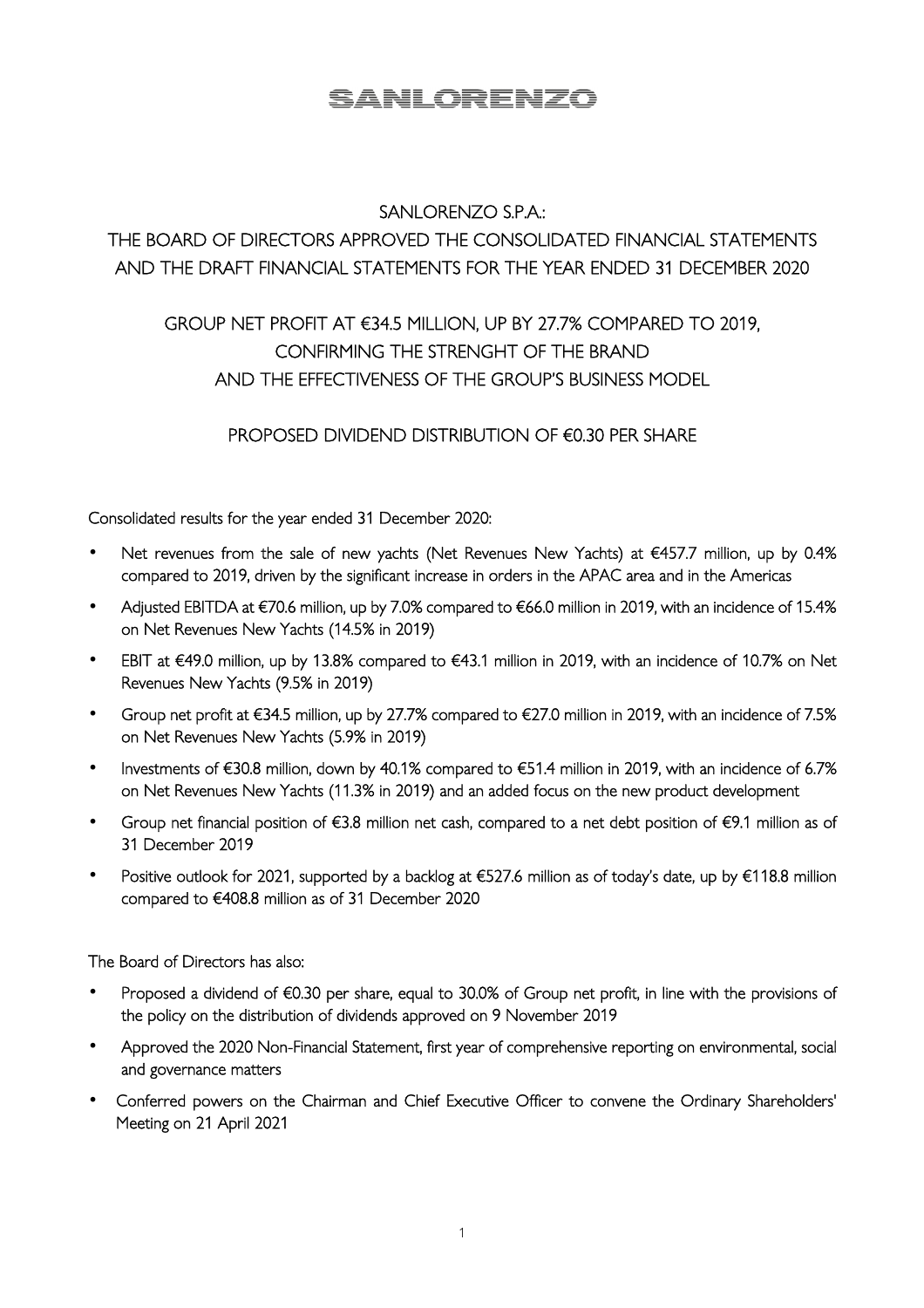SANLORENZO

# SANLORENZO S.P.A.: THE BOARD OF DIRECTORS APPROVED THE CONSOLIDATED FINANCIAL STATEMENTS AND THE DRAFT FINANCIAL STATEMENTS FOR THE YEAR ENDED 31 DECEMBER 2020

## GROUP NET PROFIT AT €34.5 MILLION, UP BY 27.7% COMPARED TO 2019, CONFIRMING THE STRENGHT OF THE BRAND AND THE EFFECTIVENESS OF THE GROUP'S BUSINESS MODEL

## PROPOSED DIVIDEND DISTRIBUTION OF €0.30 PER SHARE

Consolidated results for the year ended 31 December 2020:

- Net revenues from the sale of new yachts (Net Revenues New Yachts) at €457.7 million, up by 0.4% compared to 2019, driven by the significant increase in orders in the APAC area and in the Americas
- Adjusted EBITDA at €70.6 million, up by 7.0% compared to €66.0 million in 2019, with an incidence of 15.4% on Net Revenues New Yachts (14.5% in 2019)
- EBIT at €49.0 million, up by 13.8% compared to €43.1 million in 2019, with an incidence of 10.7% on Net Revenues New Yachts (9.5% in 2019)
- Group net profit at €34.5 million, up by 27.7% compared to €27.0 million in 2019, with an incidence of 7.5% on Net Revenues New Yachts (5.9% in 2019)
- Investments of €30.8 million, down by 40.1% compared to €51.4 million in 2019, with an incidence of 6.7% on Net Revenues New Yachts (11.3% in 2019) and an added focus on the new product development
- Group net financial position of €3.8 million net cash, compared to a net debt position of €9.1 million as of 31 December 2019
- Positive outlook for 2021, supported by a backlog at €527.6 million as of today's date, up by €118.8 million compared to €408.8 million as of 31 December 2020

The Board of Directors has also:

- Proposed a dividend of €0.30 per share, equal to 30.0% of Group net profit, in line with the provisions of the policy on the distribution of dividends approved on 9 November 2019
- Approved the 2020 Non-Financial Statement, first year of comprehensive reporting on environmental, social and governance matters
- Conferred powers on the Chairman and Chief Executive Officer to convene the Ordinary Shareholders' Meeting on 21 April 2021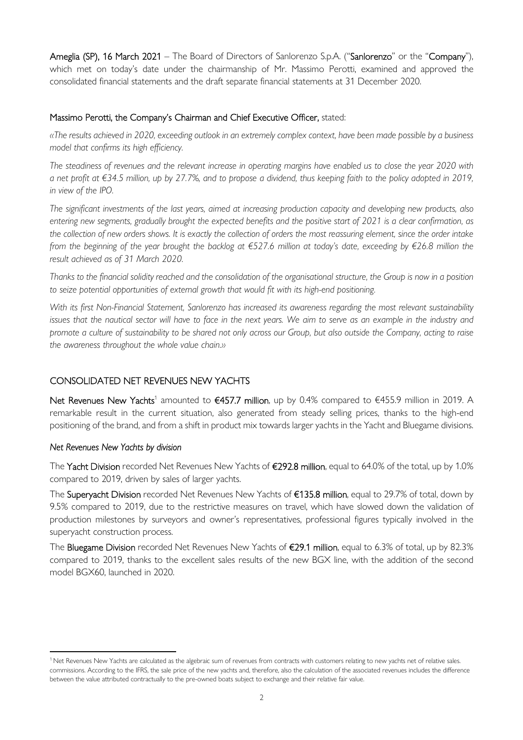**Ameglia (SP), 16 March 2021** – The Board of Directors of Sanlorenzo S.p.A. ("**Sanlorenzo**" or the "**Company**"), which met on today's date under the chairmanship of Mr. Massimo Perotti, examined and approved the consolidated financial statements and the draft separate financial statements at 31 December 2020.

**Massimo Perotti, the Company's Chairman and Chief Executive Officer,** stated:

*«The results achieved in 2020, exceeding outlook in an extremely complex context, have been made possible by a business model that confirms its high efficiency.*

*The steadiness of revenues and the relevant increase in operating margins have enabled us to close the year 2020 with a net profit at €34.5 million, up by 27.7%, and to propose a dividend, thus keeping faith to the policy adopted in 2019, in view of the IPO.*

*The significant investments of the last years, aimed at increasing production capacity and developing new products, also entering new segments, gradually brought the expected benefits and the positive start of 2021 is a clear confirmation, as the collection of new orders shows. It is exactly the collection of orders the most reassuring element, since the order intake from the beginning of the year brought the backlog at €527.6 million at today's date, exceeding by €26.8 million the result achieved as of 31 March 2020.*

*Thanks to the financial solidity reached and the consolidation of the organisational structure, the Group is now in a position to seize potential opportunities of external growth that would fit with its high-end positioning.*

*With its first Non-Financial Statement, Sanlorenzo has increased its awareness regarding the most relevant sustainability issues that the nautical sector will have to face in the next years. We aim to serve as an example in the industry and promote a culture of sustainability to be shared not only across our Group, but also outside the Company, acting to raise the awareness throughout the whole value chain.»*

## CONSOLIDATED NET REVENUES NEW YACHTS

**Net Revenues New Yachts**[1] amounted to **€457.7 million**, up by 0.4% compared to €455.9 million in 2019. A remarkable result in the current situation, also generated from steady selling prices, thanks to the high-end positioning of the brand, and from a shift in product mix towards larger yachts in the Yacht and Bluegame divisions.

### *Net Revenues New Yachts by division*

The **Yacht Division** recorded Net Revenues New Yachts of **€292.8 million**, equal to 64.0% of the total, up by 1.0% compared to 2019, driven by sales of larger yachts.

The **Superyacht Division** recorded Net Revenues New Yachts of **€135.8 million**, equal to 29.7% of total, down by 9.5% compared to 2019, due to the restrictive measures on travel, which have slowed down the validation of production milestones by surveyors and owner's representatives, professional figures typically involved in the superyacht construction process.

The **Bluegame Division** recorded Net Revenues New Yachts of **€29.1 million**, equal to 6.3% of total, up by 82.3% compared to 2019, thanks to the excellent sales results of the new BGX line, with the addition of the second model BGX60, launched in 2020.

---

[1] Net Revenues New Yachts are calculated as the algebraic sum of revenues from contracts with customers relating to new yachts net of relative sales. commissions. According to the IFRS, the sale price of the new yachts and, therefore, also the calculation of the associated revenues includes the difference between the value attributed contractually to the pre-owned boats subject to exchange and their relative fair value.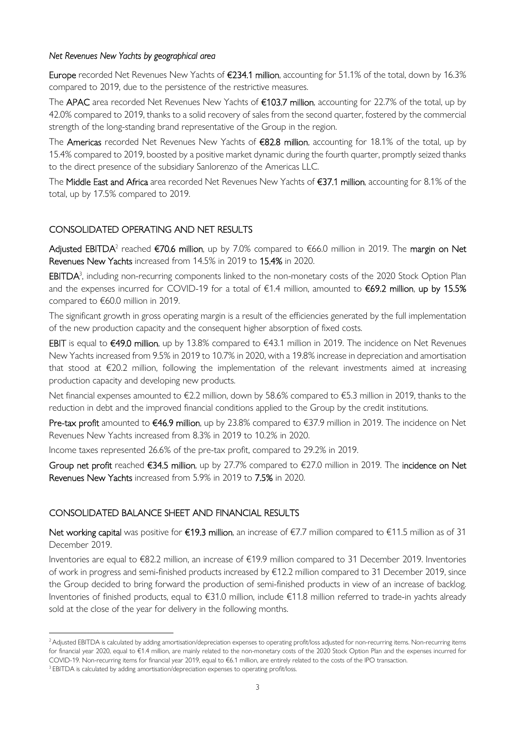*Net Revenues New Yachts by geographical area*

**Europe** recorded Net Revenues New Yachts of **€234.1 million**, accounting for 51.1% of the total, down by 16.3% compared to 2019, due to the persistence of the restrictive measures.

The **APAC** area recorded Net Revenues New Yachts of **€103.7 million**, accounting for 22.7% of the total, up by 42.0% compared to 2019, thanks to a solid recovery of sales from the second quarter, fostered by the commercial strength of the long-standing brand representative of the Group in the region.

The **Americas** recorded Net Revenues New Yachts of **€82.8 million**, accounting for 18.1% of the total, up by 15.4% compared to 2019, boosted by a positive market dynamic during the fourth quarter, promptly seized thanks to the direct presence of the subsidiary Sanlorenzo of the Americas LLC.

The **Middle East and Africa** area recorded Net Revenues New Yachts of **€37.1 million**, accounting for 8.1% of the total, up by 17.5% compared to 2019.

## CONSOLIDATED OPERATING AND NET RESULTS

**Adjusted EBITDA**[2] reached **€70.6 million**, up by 7.0% compared to €66.0 million in 2019. The **margin on Net Revenues New Yachts** increased from 14.5% in 2019 to **15.4%** in 2020.

**EBITDA**[3], including non-recurring components linked to the non-monetary costs of the 2020 Stock Option Plan and the expenses incurred for COVID-19 for a total of €1.4 million, amounted to **€69.2 million**, **up by 15.5%** compared to €60.0 million in 2019.

The significant growth in gross operating margin is a result of the efficiencies generated by the full implementation of the new production capacity and the consequent higher absorption of fixed costs.

**EBIT** is equal to **€49.0 million**, up by 13.8% compared to €43.1 million in 2019. The incidence on Net Revenues New Yachts increased from 9.5% in 2019 to 10.7% in 2020, with a 19.8% increase in depreciation and amortisation that stood at €20.2 million, following the implementation of the relevant investments aimed at increasing production capacity and developing new products.

Net financial expenses amounted to €2.2 million, down by 58.6% compared to €5.3 million in 2019, thanks to the reduction in debt and the improved financial conditions applied to the Group by the credit institutions.

**Pre-tax profit** amounted to **€46.9 million**, up by 23.8% compared to €37.9 million in 2019. The incidence on Net Revenues New Yachts increased from 8.3% in 2019 to 10.2% in 2020.

Income taxes represented 26.6% of the pre-tax profit, compared to 29.2% in 2019.

**Group net profit** reached **€34.5 million**, up by 27.7% compared to €27.0 million in 2019. The **incidence on Net Revenues New Yachts** increased from 5.9% in 2019 to **7.5%** in 2020.

## CONSOLIDATED BALANCE SHEET AND FINANCIAL RESULTS

**Net working capital** was positive for **€19.3 million**, an increase of €7.7 million compared to €11.5 million as of 31 December 2019.

Inventories are equal to €82.2 million, an increase of €19.9 million compared to 31 December 2019. Inventories of work in progress and semi-finished products increased by €12.2 million compared to 31 December 2019, since the Group decided to bring forward the production of semi-finished products in view of an increase of backlog. Inventories of finished products, equal to €31.0 million, include €11.8 million referred to trade-in yachts already sold at the close of the year for delivery in the following months.

---

[2] Adjusted EBITDA is calculated by adding amortisation/depreciation expenses to operating profit/loss adjusted for non-recurring items. Non-recurring items for financial year 2020, equal to €1.4 million, are mainly related to the non-monetary costs of the 2020 Stock Option Plan and the expenses incurred for COVID-19. Non-recurring items for financial year 2019, equal to €6.1 million, are entirely related to the costs of the IPO transaction.

[3] EBITDA is calculated by adding amortisation/depreciation expenses to operating profit/loss.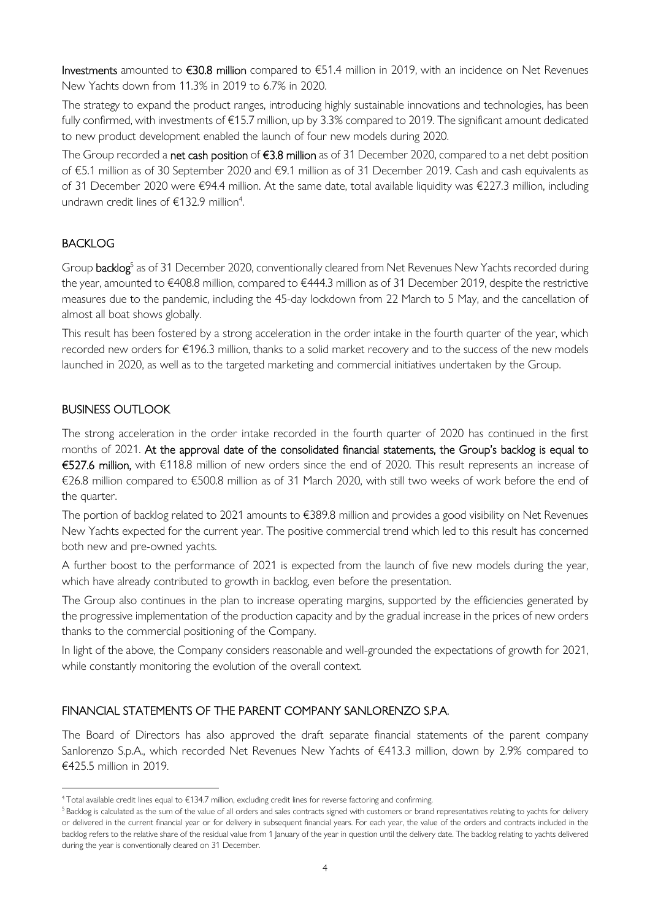**Investments** amounted to **€30.8 million** compared to €51.4 million in 2019, with an incidence on Net Revenues New Yachts down from 11.3% in 2019 to 6.7% in 2020.

The strategy to expand the product ranges, introducing highly sustainable innovations and technologies, has been fully confirmed, with investments of €15.7 million, up by 3.3% compared to 2019. The significant amount dedicated to new product development enabled the launch of four new models during 2020.

The Group recorded a **net cash position** of **€3.8 million** as of 31 December 2020, compared to a net debt position of €5.1 million as of 30 September 2020 and €9.1 million as of 31 December 2019. Cash and cash equivalents as of 31 December 2020 were €94.4 million. At the same date, total available liquidity was €227.3 million, including undrawn credit lines of €132.9 million[4].

## BACKLOG

Group **backlog**[5] as of 31 December 2020, conventionally cleared from Net Revenues New Yachts recorded during the year, amounted to €408.8 million, compared to €444.3 million as of 31 December 2019, despite the restrictive measures due to the pandemic, including the 45-day lockdown from 22 March to 5 May, and the cancellation of almost all boat shows globally.

This result has been fostered by a strong acceleration in the order intake in the fourth quarter of the year, which recorded new orders for €196.3 million, thanks to a solid market recovery and to the success of the new models launched in 2020, as well as to the targeted marketing and commercial initiatives undertaken by the Group.

## BUSINESS OUTLOOK

The strong acceleration in the order intake recorded in the fourth quarter of 2020 has continued in the first months of 2021. **At the approval date of the consolidated financial statements, the Group's backlog is equal to €527.6 million,** with €118.8 million of new orders since the end of 2020. This result represents an increase of €26.8 million compared to €500.8 million as of 31 March 2020, with still two weeks of work before the end of the quarter.

The portion of backlog related to 2021 amounts to €389.8 million and provides a good visibility on Net Revenues New Yachts expected for the current year. The positive commercial trend which led to this result has concerned both new and pre-owned yachts.

A further boost to the performance of 2021 is expected from the launch of five new models during the year, which have already contributed to growth in backlog, even before the presentation.

The Group also continues in the plan to increase operating margins, supported by the efficiencies generated by the progressive implementation of the production capacity and by the gradual increase in the prices of new orders thanks to the commercial positioning of the Company.

In light of the above, the Company considers reasonable and well-grounded the expectations of growth for 2021, while constantly monitoring the evolution of the overall context.

## FINANCIAL STATEMENTS OF THE PARENT COMPANY SANLORENZO S.P.A.

The Board of Directors has also approved the draft separate financial statements of the parent company Sanlorenzo S.p.A., which recorded Net Revenues New Yachts of €413.3 million, down by 2.9% compared to €425.5 million in 2019.

---

[4] Total available credit lines equal to €134.7 million, excluding credit lines for reverse factoring and confirming.

[5] Backlog is calculated as the sum of the value of all orders and sales contracts signed with customers or brand representatives relating to yachts for delivery or delivered in the current financial year or for delivery in subsequent financial years. For each year, the value of the orders and contracts included in the backlog refers to the relative share of the residual value from 1 January of the year in question until the delivery date. The backlog relating to yachts delivered during the year is conventionally cleared on 31 December.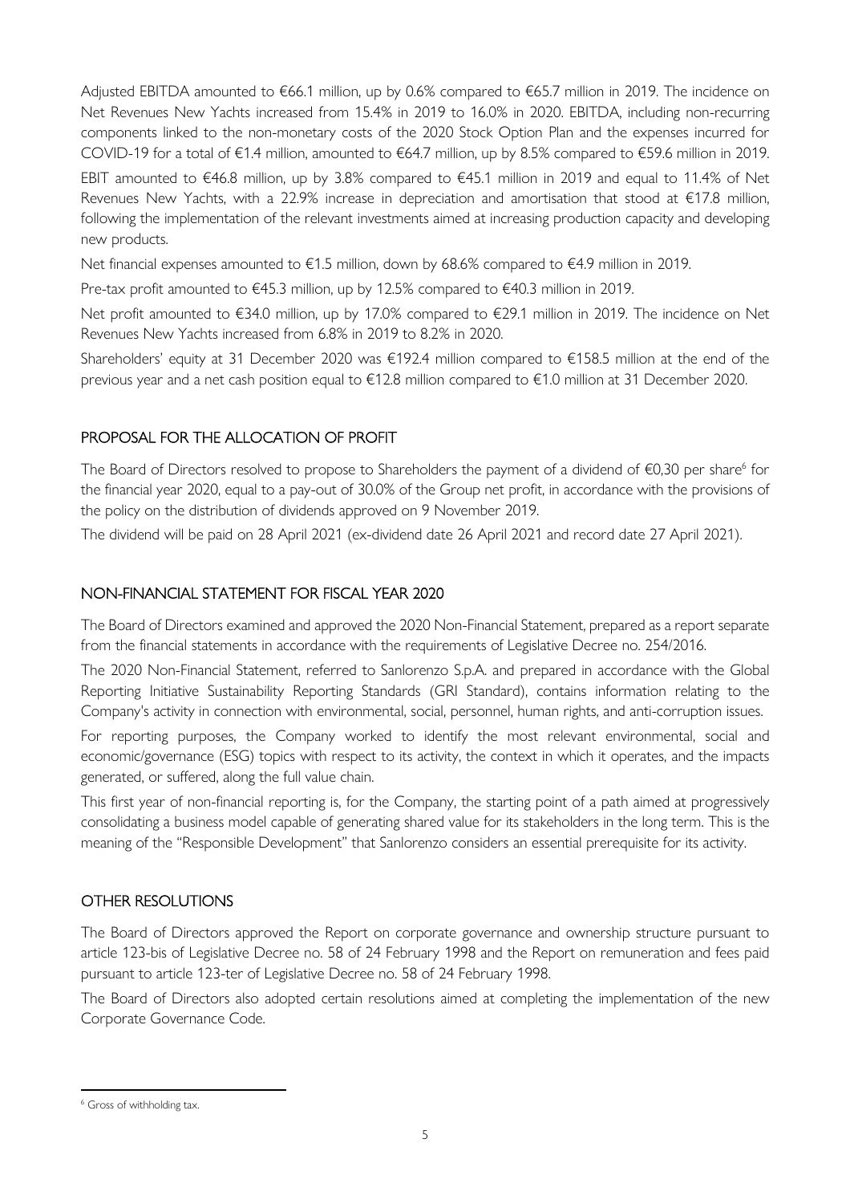Adjusted EBITDA amounted to €66.1 million, up by 0.6% compared to €65.7 million in 2019. The incidence on Net Revenues New Yachts increased from 15.4% in 2019 to 16.0% in 2020. EBITDA, including non-recurring components linked to the non-monetary costs of the 2020 Stock Option Plan and the expenses incurred for COVID-19 for a total of €1.4 million, amounted to €64.7 million, up by 8.5% compared to €59.6 million in 2019.

EBIT amounted to €46.8 million, up by 3.8% compared to €45.1 million in 2019 and equal to 11.4% of Net Revenues New Yachts, with a 22.9% increase in depreciation and amortisation that stood at €17.8 million, following the implementation of the relevant investments aimed at increasing production capacity and developing new products.

Net financial expenses amounted to €1.5 million, down by 68.6% compared to €4.9 million in 2019.

Pre-tax profit amounted to €45.3 million, up by 12.5% compared to €40.3 million in 2019.

Net profit amounted to €34.0 million, up by 17.0% compared to €29.1 million in 2019. The incidence on Net Revenues New Yachts increased from 6.8% in 2019 to 8.2% in 2020.

Shareholders' equity at 31 December 2020 was €192.4 million compared to €158.5 million at the end of the previous year and a net cash position equal to €12.8 million compared to €1.0 million at 31 December 2020.

## PROPOSAL FOR THE ALLOCATION OF PROFIT

The Board of Directors resolved to propose to Shareholders the payment of a dividend of €0,30 per share[6] for the financial year 2020, equal to a pay-out of 30.0% of the Group net profit, in accordance with the provisions of the policy on the distribution of dividends approved on 9 November 2019.

The dividend will be paid on 28 April 2021 (ex-dividend date 26 April 2021 and record date 27 April 2021).

## NON-FINANCIAL STATEMENT FOR FISCAL YEAR 2020

The Board of Directors examined and approved the 2020 Non-Financial Statement, prepared as a report separate from the financial statements in accordance with the requirements of Legislative Decree no. 254/2016.

The 2020 Non-Financial Statement, referred to Sanlorenzo S.p.A. and prepared in accordance with the Global Reporting Initiative Sustainability Reporting Standards (GRI Standard), contains information relating to the Company's activity in connection with environmental, social, personnel, human rights, and anti-corruption issues.

For reporting purposes, the Company worked to identify the most relevant environmental, social and economic/governance (ESG) topics with respect to its activity, the context in which it operates, and the impacts generated, or suffered, along the full value chain.

This first year of non-financial reporting is, for the Company, the starting point of a path aimed at progressively consolidating a business model capable of generating shared value for its stakeholders in the long term. This is the meaning of the "Responsible Development" that Sanlorenzo considers an essential prerequisite for its activity.

## OTHER RESOLUTIONS

The Board of Directors approved the Report on corporate governance and ownership structure pursuant to article 123-bis of Legislative Decree no. 58 of 24 February 1998 and the Report on remuneration and fees paid pursuant to article 123-ter of Legislative Decree no. 58 of 24 February 1998.

The Board of Directors also adopted certain resolutions aimed at completing the implementation of the new Corporate Governance Code.

---

[6] Gross of withholding tax.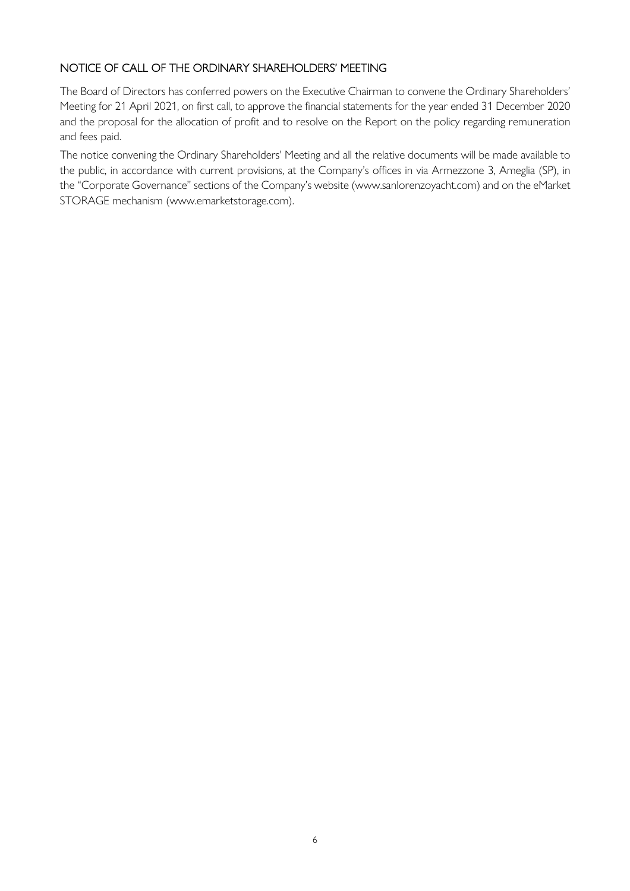## NOTICE OF CALL OF THE ORDINARY SHAREHOLDERS' MEETING

The Board of Directors has conferred powers on the Executive Chairman to convene the Ordinary Shareholders' Meeting for 21 April 2021, on first call, to approve the financial statements for the year ended 31 December 2020 and the proposal for the allocation of profit and to resolve on the Report on the policy regarding remuneration and fees paid.

The notice convening the Ordinary Shareholders' Meeting and all the relative documents will be made available to the public, in accordance with current provisions, at the Company's offices in via Armezzone 3, Ameglia (SP), in the "Corporate Governance" sections of the Company's website (www.sanlorenzoyacht.com) and on the eMarket STORAGE mechanism (www.emarketstorage.com).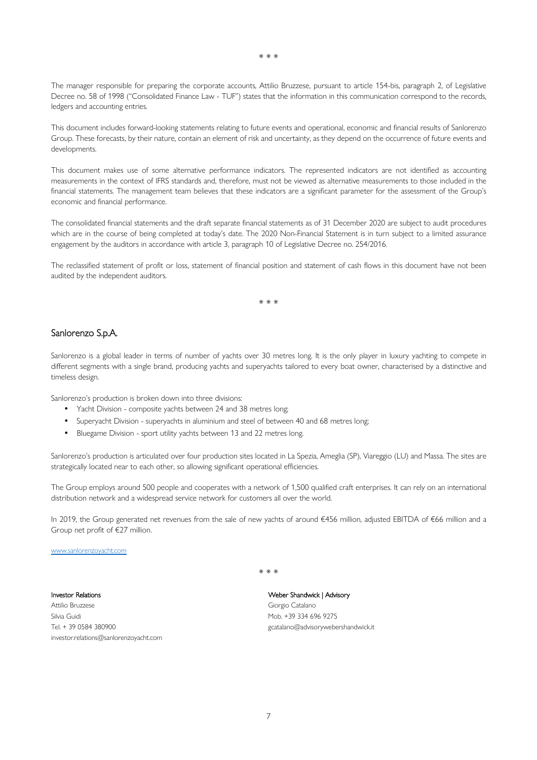\* \* \*

The manager responsible for preparing the corporate accounts, Attilio Bruzzese, pursuant to article 154-bis, paragraph 2, of Legislative Decree no. 58 of 1998 ("Consolidated Finance Law - TUF") states that the information in this communication correspond to the records, ledgers and accounting entries.

This document includes forward-looking statements relating to future events and operational, economic and financial results of Sanlorenzo Group. These forecasts, by their nature, contain an element of risk and uncertainty, as they depend on the occurrence of future events and developments.

This document makes use of some alternative performance indicators. The represented indicators are not identified as accounting measurements in the context of IFRS standards and, therefore, must not be viewed as alternative measurements to those included in the financial statements. The management team believes that these indicators are a significant parameter for the assessment of the Group's economic and financial performance.

The consolidated financial statements and the draft separate financial statements as of 31 December 2020 are subject to audit procedures which are in the course of being completed at today's date. The 2020 Non-Financial Statement is in turn subject to a limited assurance engagement by the auditors in accordance with article 3, paragraph 10 of Legislative Decree no. 254/2016.

The reclassified statement of profit or loss, statement of financial position and statement of cash flows in this document have not been audited by the independent auditors.

\* \* \*

## Sanlorenzo S.p.A.

Sanlorenzo is a global leader in terms of number of yachts over 30 metres long. It is the only player in luxury yachting to compete in different segments with a single brand, producing yachts and superyachts tailored to every boat owner, characterised by a distinctive and timeless design.

Sanlorenzo's production is broken down into three divisions:

- Yacht Division - composite yachts between 24 and 38 metres long;
- Superyacht Division - superyachts in aluminium and steel of between 40 and 68 metres long;
- Bluegame Division - sport utility yachts between 13 and 22 metres long.

Sanlorenzo's production is articulated over four production sites located in La Spezia, Ameglia (SP), Viareggio (LU) and Massa. The sites are strategically located near to each other, so allowing significant operational efficiencies.

The Group employs around 500 people and cooperates with a network of 1,500 qualified craft enterprises. It can rely on an international distribution network and a widespread service network for customers all over the world.

In 2019, the Group generated net revenues from the sale of new yachts of around €456 million, adjusted EBITDA of €66 million and a Group net profit of €27 million.

www.sanlorenzoyacht.com

\* \* \*

Investor Relations
Attilio Bruzzese
Silvia Guidi
Tel. + 39 0584 380900
investor.relations@sanlorenzoyacht.com

Weber Shandwick | Advisory
Giorgio Catalano
Mob. +39 334 696 9275
gcatalano@advisorywebershandwick.it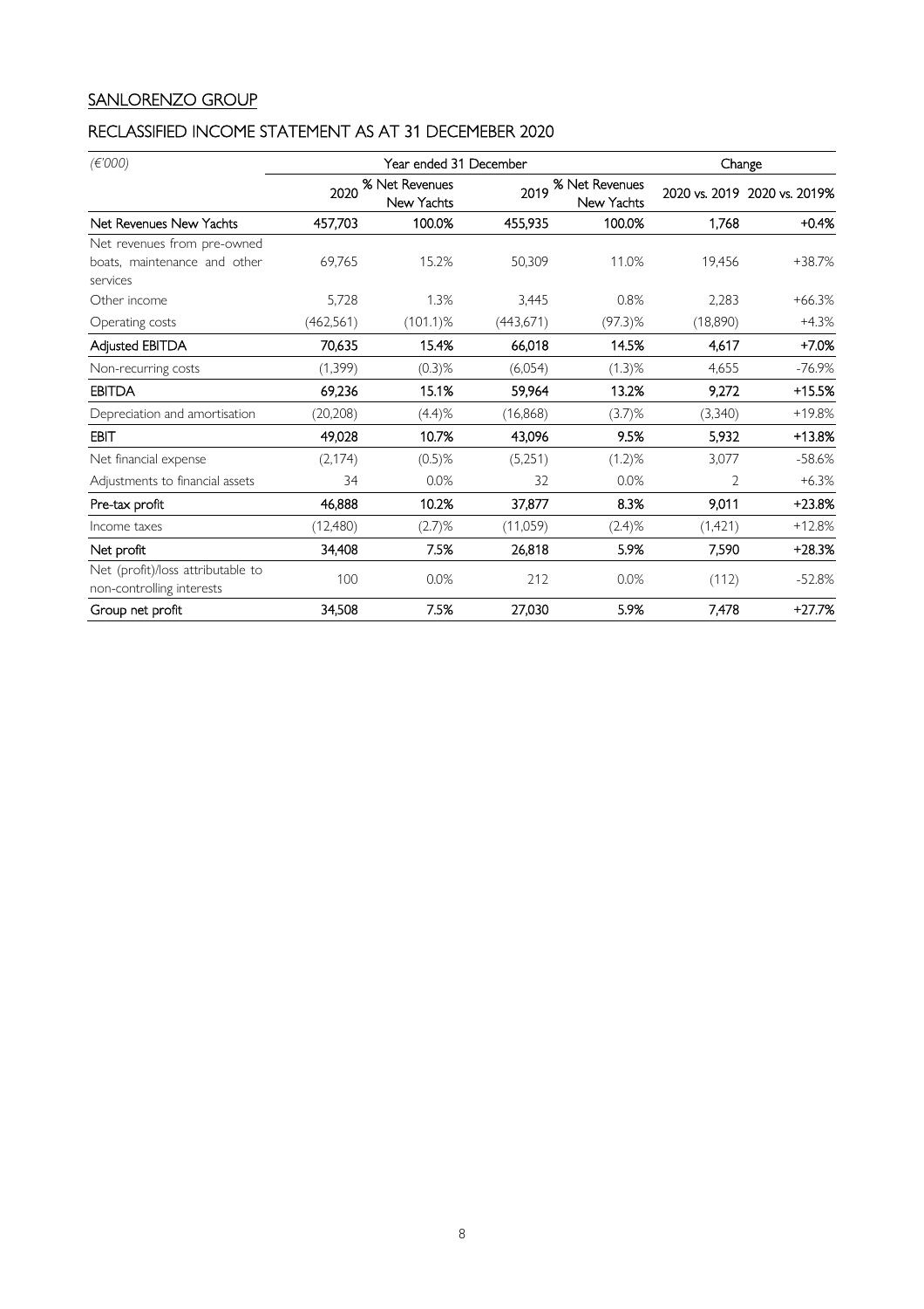## SANLORENZO GROUP

## RECLASSIFIED INCOME STATEMENT AS AT 31 DECEMEBER 2020

| *(€'000)* | Year ended 31 December | | | | Change | |
|---|---|---|---|---|---|---|
| | 2020 | % Net Revenues New Yachts | 2019 | % Net Revenues New Yachts | 2020 vs. 2019 | 2020 vs. 2019% |
| **Net Revenues New Yachts** | **457,703** | **100.0%** | **455,935** | **100.0%** | **1,768** | **+0.4%** |
| Net revenues from pre-owned boats, maintenance and other services | 69,765 | 15.2% | 50,309 | 11.0% | 19,456 | +38.7% |
| Other income | 5,728 | 1.3% | 3,445 | 0.8% | 2,283 | +66.3% |
| Operating costs | (462,561) | (101.1)% | (443,671) | (97.3)% | (18,890) | +4.3% |
| **Adjusted EBITDA** | **70,635** | **15.4%** | **66,018** | **14.5%** | **4,617** | **+7.0%** |
| Non-recurring costs | (1,399) | (0.3)% | (6,054) | (1.3)% | 4,655 | -76.9% |
| **EBITDA** | **69,236** | **15.1%** | **59,964** | **13.2%** | **9,272** | **+15.5%** |
| Depreciation and amortisation | (20,208) | (4.4)% | (16,868) | (3.7)% | (3,340) | +19.8% |
| **EBIT** | **49,028** | **10.7%** | **43,096** | **9.5%** | **5,932** | **+13.8%** |
| Net financial expense | (2,174) | (0.5)% | (5,251) | (1.2)% | 3,077 | -58.6% |
| Adjustments to financial assets | 34 | 0.0% | 32 | 0.0% | 2 | +6.3% |
| **Pre-tax profit** | **46,888** | **10.2%** | **37,877** | **8.3%** | **9,011** | **+23.8%** |
| Income taxes | (12,480) | (2.7)% | (11,059) | (2.4)% | (1,421) | +12.8% |
| **Net profit** | **34,408** | **7.5%** | **26,818** | **5.9%** | **7,590** | **+28.3%** |
| Net (profit)/loss attributable to non-controlling interests | 100 | 0.0% | 212 | 0.0% | (112) | -52.8% |
| **Group net profit** | **34,508** | **7.5%** | **27,030** | **5.9%** | **7,478** | **+27.7%** |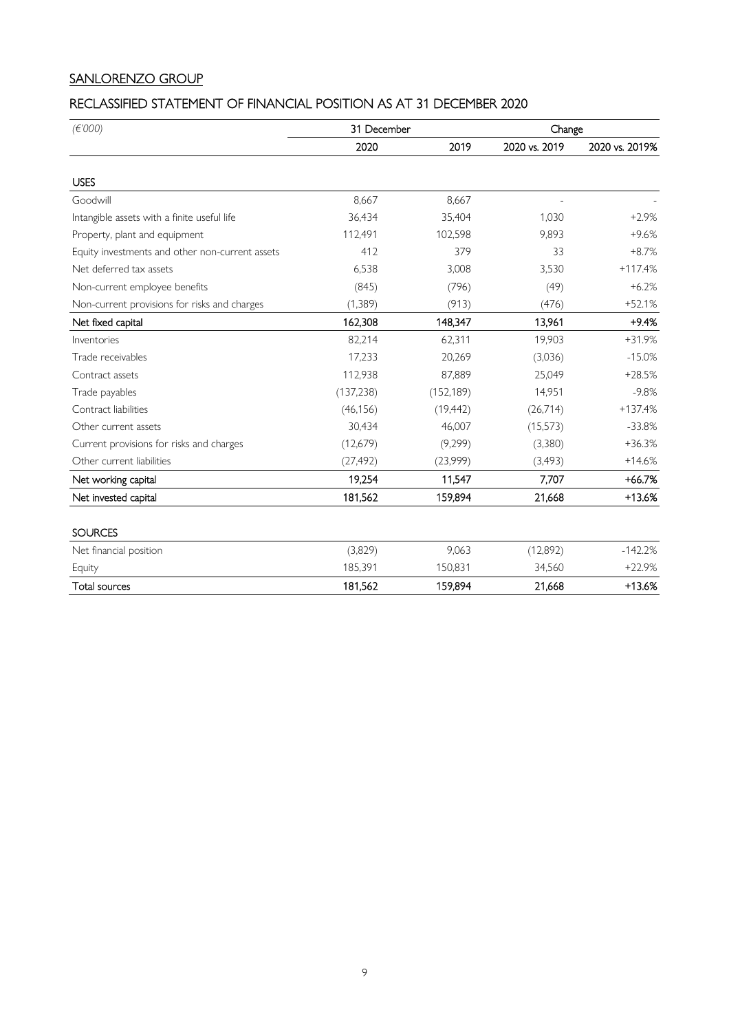## SANLORENZO GROUP

## RECLASSIFIED STATEMENT OF FINANCIAL POSITION AS AT 31 DECEMBER 2020

| *(€'000)* | 31 December | | Change | |
|---|---|---|---|---|
| | 2020 | 2019 | 2020 vs. 2019 | 2020 vs. 2019% |
| **USES** | | | | |
| Goodwill | 8,667 | 8,667 | - | - |
| Intangible assets with a finite useful life | 36,434 | 35,404 | 1,030 | +2.9% |
| Property, plant and equipment | 112,491 | 102,598 | 9,893 | +9.6% |
| Equity investments and other non-current assets | 412 | 379 | 33 | +8.7% |
| Net deferred tax assets | 6,538 | 3,008 | 3,530 | +117.4% |
| Non-current employee benefits | (845) | (796) | (49) | +6.2% |
| Non-current provisions for risks and charges | (1,389) | (913) | (476) | +52.1% |
| **Net fixed capital** | **162,308** | **148,347** | **13,961** | **+9.4%** |
| Inventories | 82,214 | 62,311 | 19,903 | +31.9% |
| Trade receivables | 17,233 | 20,269 | (3,036) | -15.0% |
| Contract assets | 112,938 | 87,889 | 25,049 | +28.5% |
| Trade payables | (137,238) | (152,189) | 14,951 | -9.8% |
| Contract liabilities | (46,156) | (19,442) | (26,714) | +137.4% |
| Other current assets | 30,434 | 46,007 | (15,573) | -33.8% |
| Current provisions for risks and charges | (12,679) | (9,299) | (3,380) | +36.3% |
| Other current liabilities | (27,492) | (23,999) | (3,493) | +14.6% |
| **Net working capital** | **19,254** | **11,547** | **7,707** | **+66.7%** |
| **Net invested capital** | **181,562** | **159,894** | **21,668** | **+13.6%** |
| **SOURCES** | | | | |
| Net financial position | (3,829) | 9,063 | (12,892) | -142.2% |
| Equity | 185,391 | 150,831 | 34,560 | +22.9% |
| **Total sources** | **181,562** | **159,894** | **21,668** | **+13.6%** |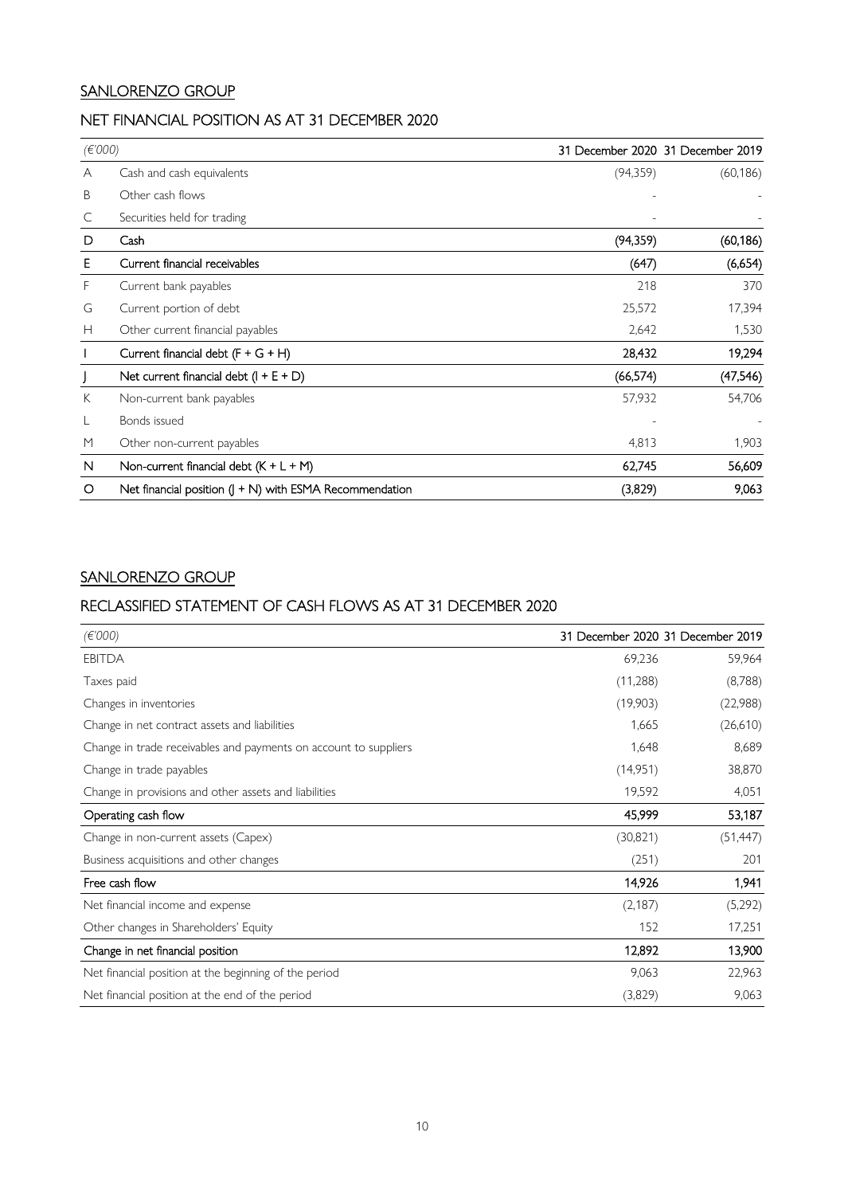## SANLORENZO GROUP

## NET FINANCIAL POSITION AS AT 31 DECEMBER 2020

| *(€'000)* | | 31 December 2020 | 31 December 2019 |
|---|---|---|---|
| A | Cash and cash equivalents | (94,359) | (60,186) |
| B | Other cash flows | - | - |
| C | Securities held for trading | - | - |
| D | Cash | (94,359) | (60,186) |
| E | Current financial receivables | (647) | (6,654) |
| F | Current bank payables | 218 | 370 |
| G | Current portion of debt | 25,572 | 17,394 |
| H | Other current financial payables | 2,642 | 1,530 |
| I | Current financial debt (F + G + H) | 28,432 | 19,294 |
| J | Net current financial debt (I + E + D) | (66,574) | (47,546) |
| K | Non-current bank payables | 57,932 | 54,706 |
| L | Bonds issued | - | - |
| M | Other non-current payables | 4,813 | 1,903 |
| N | Non-current financial debt (K + L + M) | 62,745 | 56,609 |
| O | Net financial position (J + N) with ESMA Recommendation | (3,829) | 9,063 |

## SANLORENZO GROUP

## RECLASSIFIED STATEMENT OF CASH FLOWS AS AT 31 DECEMBER 2020

| *(€'000)* | 31 December 2020 | 31 December 2019 |
|---|---|---|
| EBITDA | 69,236 | 59,964 |
| Taxes paid | (11,288) | (8,788) |
| Changes in inventories | (19,903) | (22,988) |
| Change in net contract assets and liabilities | 1,665 | (26,610) |
| Change in trade receivables and payments on account to suppliers | 1,648 | 8,689 |
| Change in trade payables | (14,951) | 38,870 |
| Change in provisions and other assets and liabilities | 19,592 | 4,051 |
| Operating cash flow | 45,999 | 53,187 |
| Change in non-current assets (Capex) | (30,821) | (51,447) |
| Business acquisitions and other changes | (251) | 201 |
| Free cash flow | 14,926 | 1,941 |
| Net financial income and expense | (2,187) | (5,292) |
| Other changes in Shareholders' Equity | 152 | 17,251 |
| Change in net financial position | 12,892 | 13,900 |
| Net financial position at the beginning of the period | 9,063 | 22,963 |
| Net financial position at the end of the period | (3,829) | 9,063 |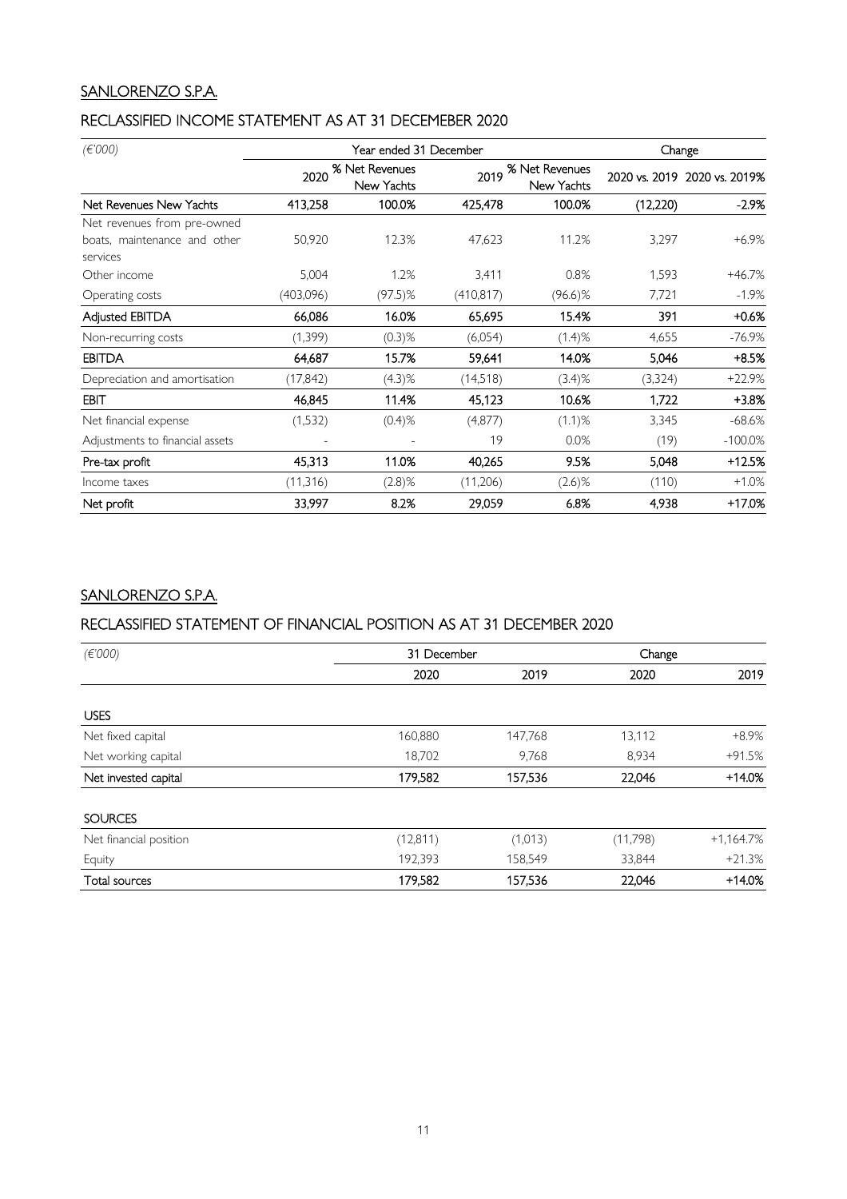## SANLORENZO S.P.A.

## RECLASSIFIED INCOME STATEMENT AS AT 31 DECEMEBER 2020

| *(€'000)* | Year ended 31 December | | | | Change | |
|---|---|---|---|---|---|---|
| | 2020 | % Net Revenues New Yachts | 2019 | % Net Revenues New Yachts | 2020 vs. 2019 | 2020 vs. 2019% |
| **Net Revenues New Yachts** | **413,258** | **100.0%** | **425,478** | **100.0%** | **(12,220)** | **-2.9%** |
| Net revenues from pre-owned boats, maintenance and other services | 50,920 | 12.3% | 47,623 | 11.2% | 3,297 | +6.9% |
| Other income | 5,004 | 1.2% | 3,411 | 0.8% | 1,593 | +46.7% |
| Operating costs | (403,096) | (97.5)% | (410,817) | (96.6)% | 7,721 | -1.9% |
| **Adjusted EBITDA** | **66,086** | **16.0%** | **65,695** | **15.4%** | **391** | **+0.6%** |
| Non-recurring costs | (1,399) | (0.3)% | (6,054) | (1.4)% | 4,655 | -76.9% |
| **EBITDA** | **64,687** | **15.7%** | **59,641** | **14.0%** | **5,046** | **+8.5%** |
| Depreciation and amortisation | (17,842) | (4.3)% | (14,518) | (3.4)% | (3,324) | +22.9% |
| **EBIT** | **46,845** | **11.4%** | **45,123** | **10.6%** | **1,722** | **+3.8%** |
| Net financial expense | (1,532) | (0.4)% | (4,877) | (1.1)% | 3,345 | -68.6% |
| Adjustments to financial assets | - | - | 19 | 0.0% | (19) | -100.0% |
| **Pre-tax profit** | **45,313** | **11.0%** | **40,265** | **9.5%** | **5,048** | **+12.5%** |
| Income taxes | (11,316) | (2.8)% | (11,206) | (2.6)% | (110) | +1.0% |
| **Net profit** | **33,997** | **8.2%** | **29,059** | **6.8%** | **4,938** | **+17.0%** |

## SANLORENZO S.P.A.

## RECLASSIFIED STATEMENT OF FINANCIAL POSITION AS AT 31 DECEMBER 2020

| *(€'000)* | 31 December | | Change | |
|---|---|---|---|---|
| | 2020 | 2019 | 2020 | 2019 |
| **USES** | | | | |
| Net fixed capital | 160,880 | 147,768 | 13,112 | +8.9% |
| Net working capital | 18,702 | 9,768 | 8,934 | +91.5% |
| **Net invested capital** | **179,582** | **157,536** | **22,046** | **+14.0%** |
| **SOURCES** | | | | |
| Net financial position | (12,811) | (1,013) | (11,798) | +1,164.7% |
| Equity | 192,393 | 158,549 | 33,844 | +21.3% |
| **Total sources** | **179,582** | **157,536** | **22,046** | **+14.0%** |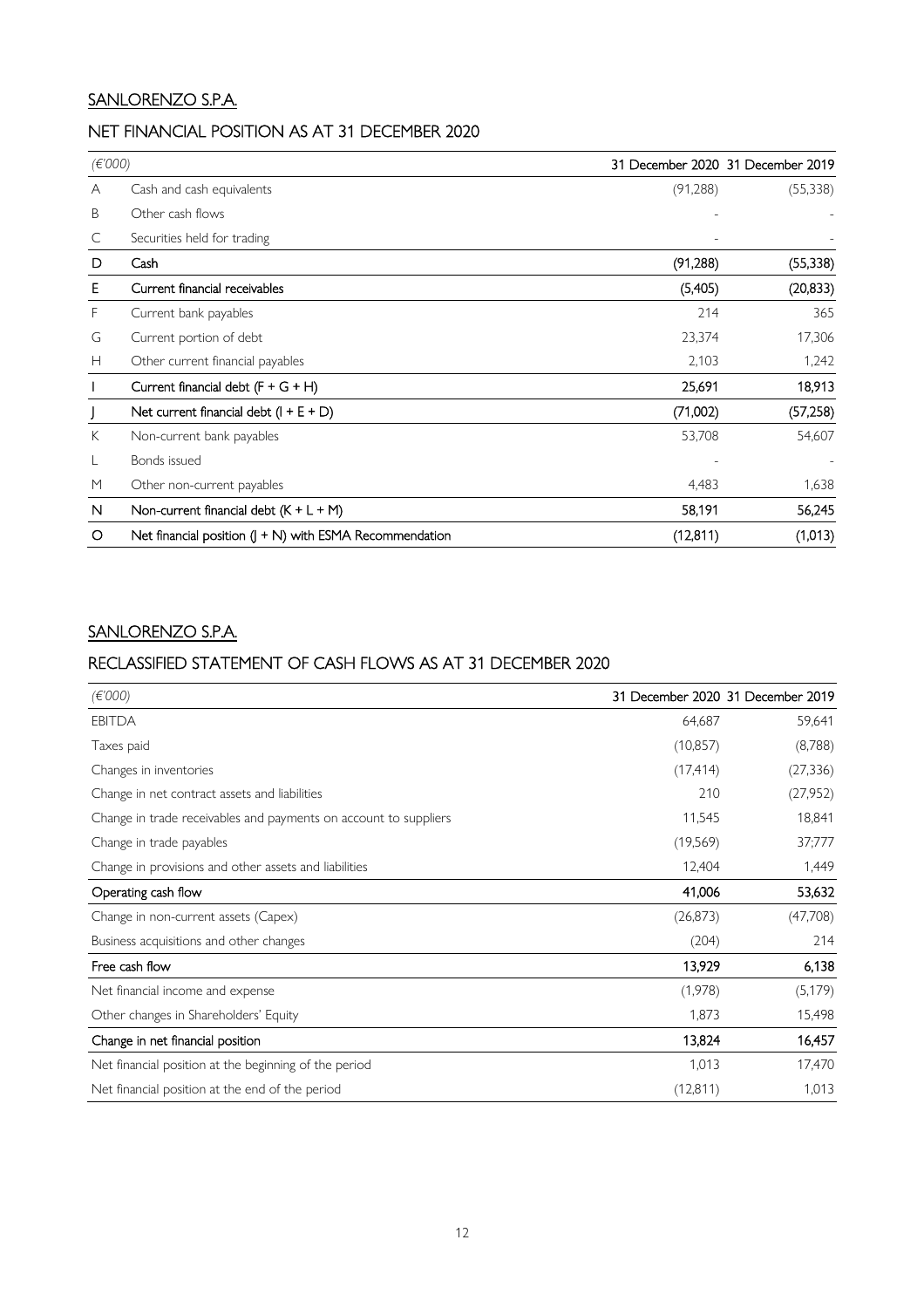## SANLORENZO S.P.A.

### NET FINANCIAL POSITION AS AT 31 DECEMBER 2020

| *(€'000)* | | 31 December 2020 | 31 December 2019 |
|---|---|---|---|
| A | Cash and cash equivalents | (91,288) | (55,338) |
| B | Other cash flows | - | - |
| C | Securities held for trading | - | - |
| D | Cash | (91,288) | (55,338) |
| E | Current financial receivables | (5,405) | (20,833) |
| F | Current bank payables | 214 | 365 |
| G | Current portion of debt | 23,374 | 17,306 |
| H | Other current financial payables | 2,103 | 1,242 |
| I | Current financial debt (F + G + H) | 25,691 | 18,913 |
| J | Net current financial debt (I + E + D) | (71,002) | (57,258) |
| K | Non-current bank payables | 53,708 | 54,607 |
| L | Bonds issued | - | - |
| M | Other non-current payables | 4,483 | 1,638 |
| N | Non-current financial debt (K + L + M) | 58,191 | 56,245 |
| O | Net financial position (J + N) with ESMA Recommendation | (12,811) | (1,013) |

## SANLORENZO S.P.A.

### RECLASSIFIED STATEMENT OF CASH FLOWS AS AT 31 DECEMBER 2020

| *(€'000)* | 31 December 2020 | 31 December 2019 |
|---|---|---|
| EBITDA | 64,687 | 59,641 |
| Taxes paid | (10,857) | (8,788) |
| Changes in inventories | (17,414) | (27,336) |
| Change in net contract assets and liabilities | 210 | (27,952) |
| Change in trade receivables and payments on account to suppliers | 11,545 | 18,841 |
| Change in trade payables | (19,569) | 37;777 |
| Change in provisions and other assets and liabilities | 12,404 | 1,449 |
| Operating cash flow | 41,006 | 53,632 |
| Change in non-current assets (Capex) | (26,873) | (47,708) |
| Business acquisitions and other changes | (204) | 214 |
| Free cash flow | 13,929 | 6,138 |
| Net financial income and expense | (1,978) | (5,179) |
| Other changes in Shareholders' Equity | 1,873 | 15,498 |
| Change in net financial position | 13,824 | 16,457 |
| Net financial position at the beginning of the period | 1,013 | 17,470 |
| Net financial position at the end of the period | (12,811) | 1,013 |